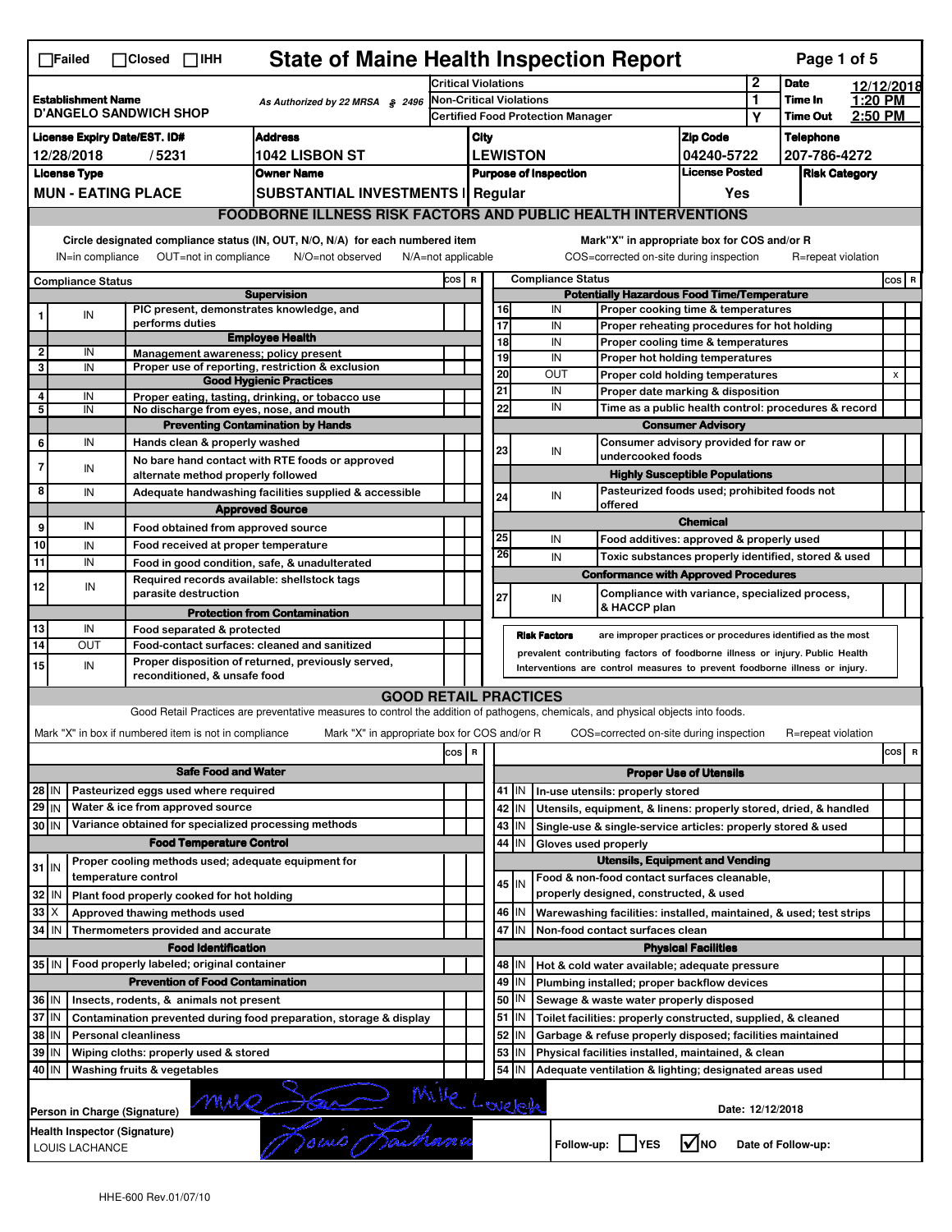# State of Maine Health Inspection Report

☐Failed ☐Closed ☐IHH

| Establishment Name | As Authorized by 22 MRSA § 2496 | Critical Violations | 2 | Date | 12/12/2018 |
|---|---|---|---|---|---|
| D'ANGELO SANDWICH SHOP | | Non-Critical Violations | 1 | Time In | 1:20 PM |
| | | Certified Food Protection Manager | Y | Time Out | 2:50 PM |

| License Expiry Date/EST. ID# | Address | City | Zip Code | Telephone |
|---|---|---|---|---|
| 12/28/2018 / 5231 | 1042 LISBON ST | LEWISTON | 04240-5722 | 207-786-4272 |

| License Type | Owner Name | Purpose of Inspection | License Posted | Risk Category |
|---|---|---|---|---|
| MUN - EATING PLACE | SUBSTANTIAL INVESTMENTS I | Regular | Yes | |

## FOODBORNE ILLNESS RISK FACTORS AND PUBLIC HEALTH INTERVENTIONS

Circle designated compliance status (IN, OUT, N/O, N/A) for each numbered item — IN=in compliance, OUT=not in compliance, N/O=not observed, N/A=not applicable

Mark "X" in appropriate box for COS and/or R — COS=corrected on-site during inspection, R=repeat violation

| # | Compliance Status | Item | COS | R |
|---|---|---|---|---|
| | | **Supervision** | | |
| 1 | IN | PIC present, demonstrates knowledge, and performs duties | | |
| | | **Employee Health** | | |
| 2 | IN | Management awareness; policy present | | |
| 3 | IN | Proper use of reporting, restriction & exclusion | | |
| | | **Good Hygienic Practices** | | |
| 4 | IN | Proper eating, tasting, drinking, or tobacco use | | |
| 5 | IN | No discharge from eyes, nose, and mouth | | |
| | | **Preventing Contamination by Hands** | | |
| 6 | IN | Hands clean & properly washed | | |
| 7 | IN | No bare hand contact with RTE foods or approved alternate method properly followed | | |
| 8 | IN | Adequate handwashing facilities supplied & accessible | | |
| | | **Approved Source** | | |
| 9 | IN | Food obtained from approved source | | |
| 10 | IN | Food received at proper temperature | | |
| 11 | IN | Food in good condition, safe, & unadulterated | | |
| 12 | IN | Required records available: shellstock tags parasite destruction | | |
| | | **Protection from Contamination** | | |
| 13 | IN | Food separated & protected | | |
| 14 | OUT | Food-contact surfaces: cleaned and sanitized | | |
| 15 | IN | Proper disposition of returned, previously served, reconditioned, & unsafe food | | |
| | | **Potentially Hazardous Food Time/Temperature** | | |
| 16 | IN | Proper cooking time & temperatures | | |
| 17 | IN | Proper reheating procedures for hot holding | | |
| 18 | IN | Proper cooling time & temperatures | | |
| 19 | IN | Proper hot holding temperatures | | |
| 20 | OUT | Proper cold holding temperatures | | X |
| 21 | IN | Proper date marking & disposition | | |
| 22 | IN | Time as a public health control: procedures & record | | |
| | | **Consumer Advisory** | | |
| 23 | IN | Consumer advisory provided for raw or undercooked foods | | |
| | | **Highly Susceptible Populations** | | |
| 24 | IN | Pasteurized foods used; prohibited foods not offered | | |
| | | **Chemical** | | |
| 25 | IN | Food additives: approved & properly used | | |
| 26 | IN | Toxic substances properly identified, stored & used | | |
| | | **Conformance with Approved Procedures** | | |
| 27 | IN | Compliance with variance, specialized process, & HACCP plan | | |

**Risk Factors** are improper practices or procedures identified as the most prevalent contributing factors of foodborne illness or injury. Public Health Interventions are control measures to prevent foodborne illness or injury.

## GOOD RETAIL PRACTICES

Good Retail Practices are preventative measures to control the addition of pathogens, chemicals, and physical objects into foods.

Mark "X" in box if numbered item is not in compliance — Mark "X" in appropriate box for COS and/or R — COS=corrected on-site during inspection, R=repeat violation

| # | Status | Item | COS | R |
|---|---|---|---|---|
| | | **Safe Food and Water** | | |
| 28 | IN | Pasteurized eggs used where required | | |
| 29 | IN | Water & ice from approved source | | |
| 30 | IN | Variance obtained for specialized processing methods | | |
| | | **Food Temperature Control** | | |
| 31 | IN | Proper cooling methods used; adequate equipment for temperature control | | |
| 32 | IN | Plant food properly cooked for hot holding | | |
| 33 | X | Approved thawing methods used | | |
| 34 | IN | Thermometers provided and accurate | | |
| | | **Food Identification** | | |
| 35 | IN | Food properly labeled; original container | | |
| | | **Prevention of Food Contamination** | | |
| 36 | IN | Insects, rodents, & animals not present | | |
| 37 | IN | Contamination prevented during food preparation, storage & display | | |
| 38 | IN | Personal cleanliness | | |
| 39 | IN | Wiping cloths: properly used & stored | | |
| 40 | IN | Washing fruits & vegetables | | |
| | | **Proper Use of Utensils** | | |
| 41 | IN | In-use utensils: properly stored | | |
| 42 | IN | Utensils, equipment, & linens: properly stored, dried, & handled | | |
| 43 | IN | Single-use & single-service articles: properly stored & used | | |
| 44 | IN | Gloves used properly | | |
| | | **Utensils, Equipment and Vending** | | |
| 45 | IN | Food & non-food contact surfaces cleanable, properly designed, constructed, & used | | |
| 46 | IN | Warewashing facilities: installed, maintained, & used; test strips | | |
| 47 | IN | Non-food contact surfaces clean | | |
| | | **Physical Facilities** | | |
| 48 | IN | Hot & cold water available; adequate pressure | | |
| 49 | IN | Plumbing installed; proper backflow devices | | |
| 50 | IN | Sewage & waste water properly disposed | | |
| 51 | IN | Toilet facilities: properly constructed, supplied, & cleaned | | |
| 52 | IN | Garbage & refuse properly disposed; facilities maintained | | |
| 53 | IN | Physical facilities installed, maintained, & clean | | |
| 54 | IN | Adequate ventilation & lighting; designated areas used | | |

Person in Charge (Signature): Mike Lovelch    Date: 12/12/2018

Health Inspector (Signature): LOUIS LACHANCE    Follow-up: ☐ YES ☑ NO    Date of Follow-up:

HHE-600 Rev.01/07/10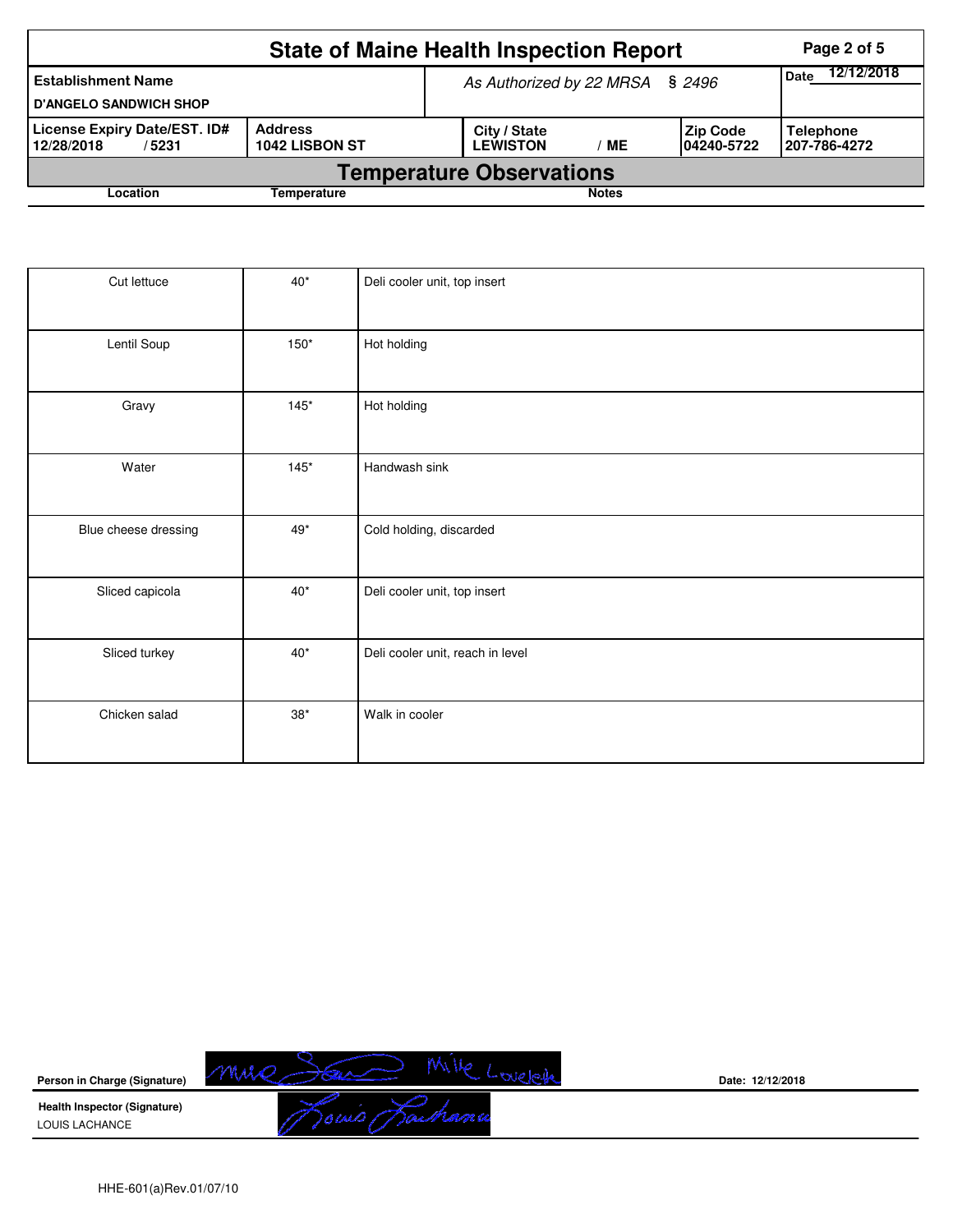# State of Maine Health Inspection Report

| Establishment Name | As Authorized by 22 MRSA § 2496 | | | Date 12/12/2018 |
|---|---|---|---|---|
| D'ANGELO SANDWICH SHOP | | | | |
| License Expiry Date/EST. ID# | Address | City / State | Zip Code | Telephone |
| 12/28/2018 / 5231 | 1042 LISBON ST | LEWISTON / ME | 04240-5722 | 207-786-4272 |

## Temperature Observations

| Location | Temperature | Notes |
|---|---|---|
| Cut lettuce | 40* | Deli cooler unit, top insert |
| Lentil Soup | 150* | Hot holding |
| Gravy | 145* | Hot holding |
| Water | 145* | Handwash sink |
| Blue cheese dressing | 49* | Cold holding, discarded |
| Sliced capicola | 40* | Deli cooler unit, top insert |
| Sliced turkey | 40* | Deli cooler unit, reach in level |
| Chicken salad | 38* | Walk in cooler |

**Person in Charge (Signature)** Mike Sean Mike Lovejoy **Date:** 12/12/2018

**Health Inspector (Signature)**
LOUIS LACHANCE Louis Lachance

HHE-601(a)Rev.01/07/10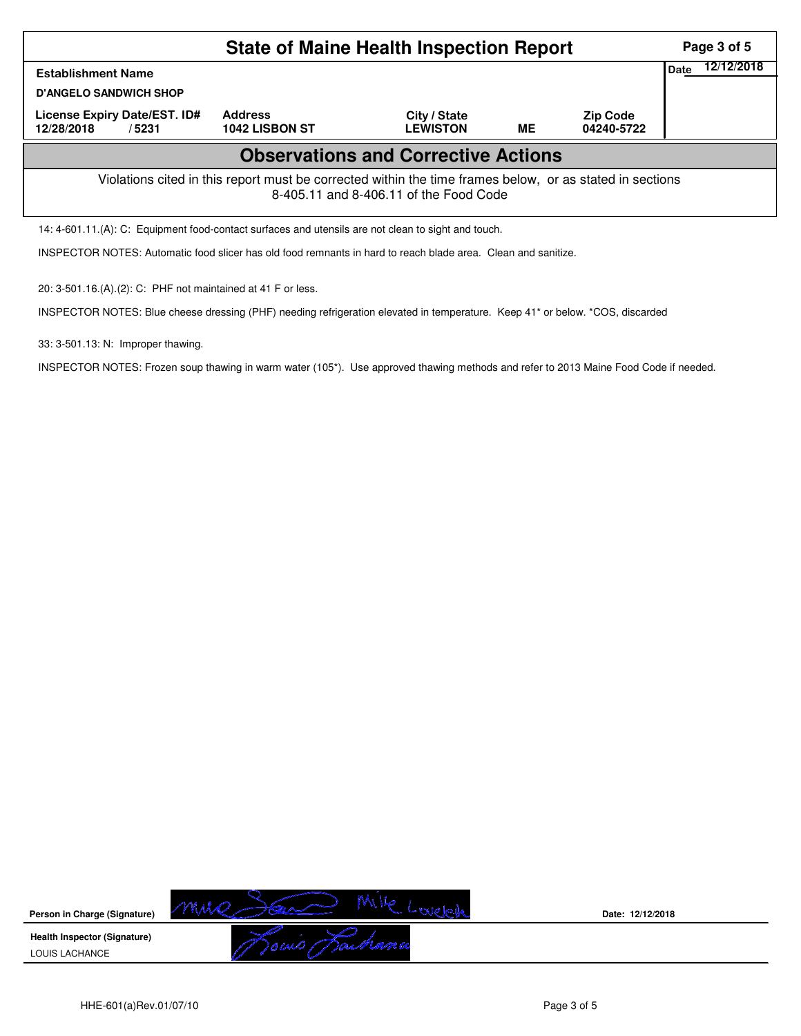# State of Maine Health Inspection Report

| Establishment Name | | | | | Date 12/12/2018 |
|---|---|---|---|---|---|
| D'ANGELO SANDWICH SHOP | | | | | |
| License Expiry Date/EST. ID# | Address | City / State | | Zip Code | |
| 12/28/2018 / 5231 | 1042 LISBON ST | LEWISTON | ME | 04240-5722 | |

## Observations and Corrective Actions

Violations cited in this report must be corrected within the time frames below, or as stated in sections 8-405.11 and 8-406.11 of the Food Code

14: 4-601.11.(A): C: Equipment food-contact surfaces and utensils are not clean to sight and touch.

INSPECTOR NOTES: Automatic food slicer has old food remnants in hard to reach blade area. Clean and sanitize.

20: 3-501.16.(A).(2): C: PHF not maintained at 41 F or less.

INSPECTOR NOTES: Blue cheese dressing (PHF) needing refrigeration elevated in temperature. Keep 41* or below. *COS, discarded

33: 3-501.13: N: Improper thawing.

INSPECTOR NOTES: Frozen soup thawing in warm water (105*). Use approved thawing methods and refer to 2013 Maine Food Code if needed.

**Person in Charge (Signature)** Mike Lovejoy **Date:** 12/12/2018

**Health Inspector (Signature)**
LOUIS LACHANCE

HHE-601(a)Rev.01/07/10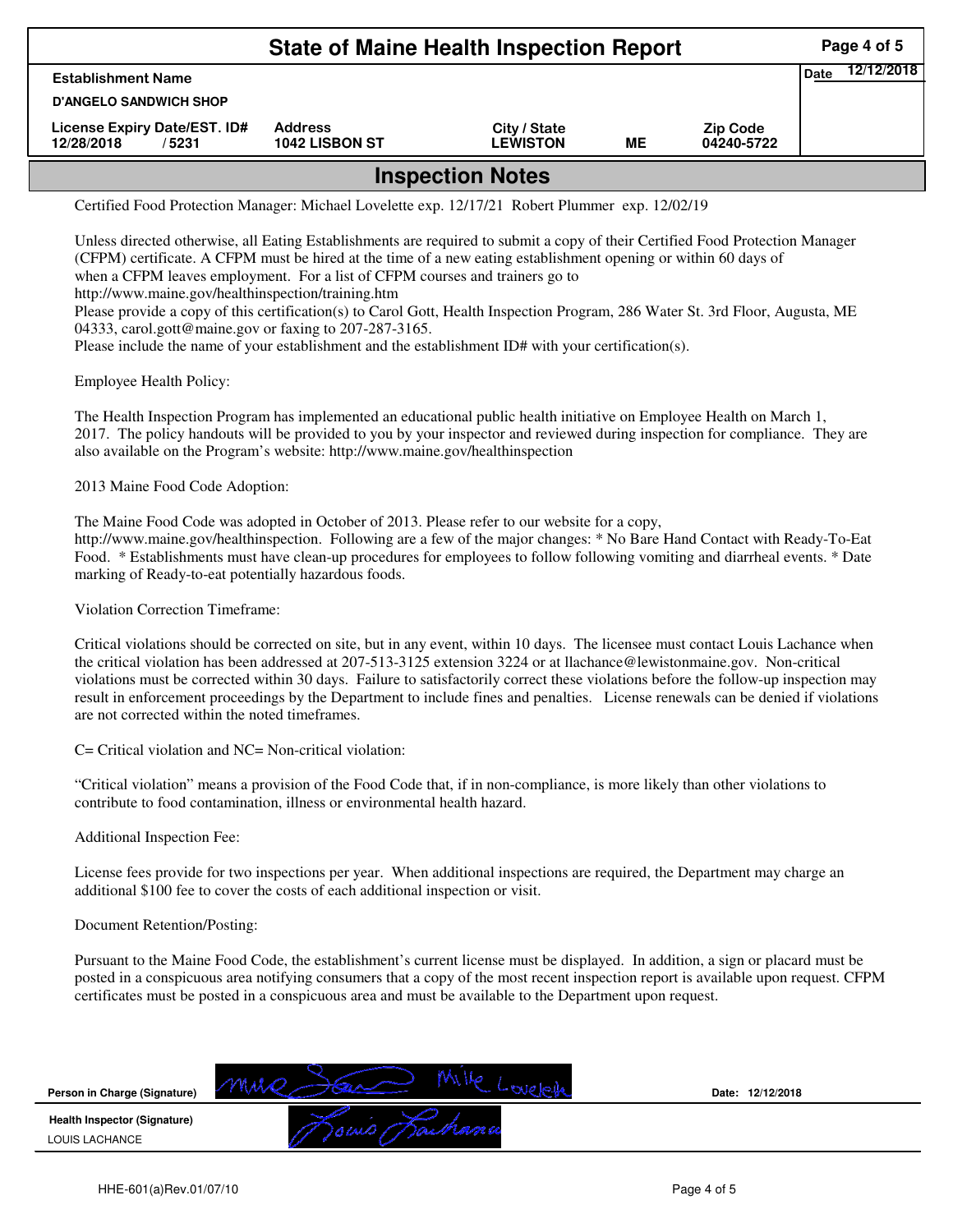# State of Maine Health Inspection Report

| Establishment Name | | | | | Date 12/12/2018 |
|---|---|---|---|---|---|
| D'ANGELO SANDWICH SHOP | | | | | |
| License Expiry Date/EST. ID# | Address | City / State | | Zip Code | |
| 12/28/2018 / 5231 | 1042 LISBON ST | LEWISTON | ME | 04240-5722 | |

## Inspection Notes

Certified Food Protection Manager: Michael Lovelette exp. 12/17/21 Robert Plummer exp. 12/02/19

Unless directed otherwise, all Eating Establishments are required to submit a copy of their Certified Food Protection Manager (CFPM) certificate. A CFPM must be hired at the time of a new eating establishment opening or within 60 days of when a CFPM leaves employment. For a list of CFPM courses and trainers go to http://www.maine.gov/healthinspection/training.htm
Please provide a copy of this certification(s) to Carol Gott, Health Inspection Program, 286 Water St. 3rd Floor, Augusta, ME 04333, carol.gott@maine.gov or faxing to 207-287-3165.
Please include the name of your establishment and the establishment ID# with your certification(s).

Employee Health Policy:

The Health Inspection Program has implemented an educational public health initiative on Employee Health on March 1, 2017. The policy handouts will be provided to you by your inspector and reviewed during inspection for compliance. They are also available on the Program's website: http://www.maine.gov/healthinspection

2013 Maine Food Code Adoption:

The Maine Food Code was adopted in October of 2013. Please refer to our website for a copy, http://www.maine.gov/healthinspection. Following are a few of the major changes: * No Bare Hand Contact with Ready-To-Eat Food. * Establishments must have clean-up procedures for employees to follow following vomiting and diarrheal events. * Date marking of Ready-to-eat potentially hazardous foods.

Violation Correction Timeframe:

Critical violations should be corrected on site, but in any event, within 10 days. The licensee must contact Louis Lachance when the critical violation has been addressed at 207-513-3125 extension 3224 or at llachance@lewistonmaine.gov. Non-critical violations must be corrected within 30 days. Failure to satisfactorily correct these violations before the follow-up inspection may result in enforcement proceedings by the Department to include fines and penalties. License renewals can be denied if violations are not corrected within the noted timeframes.

C= Critical violation and NC= Non-critical violation:

"Critical violation" means a provision of the Food Code that, if in non-compliance, is more likely than other violations to contribute to food contamination, illness or environmental health hazard.

Additional Inspection Fee:

License fees provide for two inspections per year. When additional inspections are required, the Department may charge an additional $100 fee to cover the costs of each additional inspection or visit.

Document Retention/Posting:

Pursuant to the Maine Food Code, the establishment's current license must be displayed. In addition, a sign or placard must be posted in a conspicuous area notifying consumers that a copy of the most recent inspection report is available upon request. CFPM certificates must be posted in a conspicuous area and must be available to the Department upon request.

| | | |
|---|---|---|
| Person in Charge (Signature) | Mike Lovelette | Date: 12/12/2018 |
| Health Inspector (Signature) LOUIS LACHANCE | Louis Lachance | |

HHE-601(a)Rev.01/07/10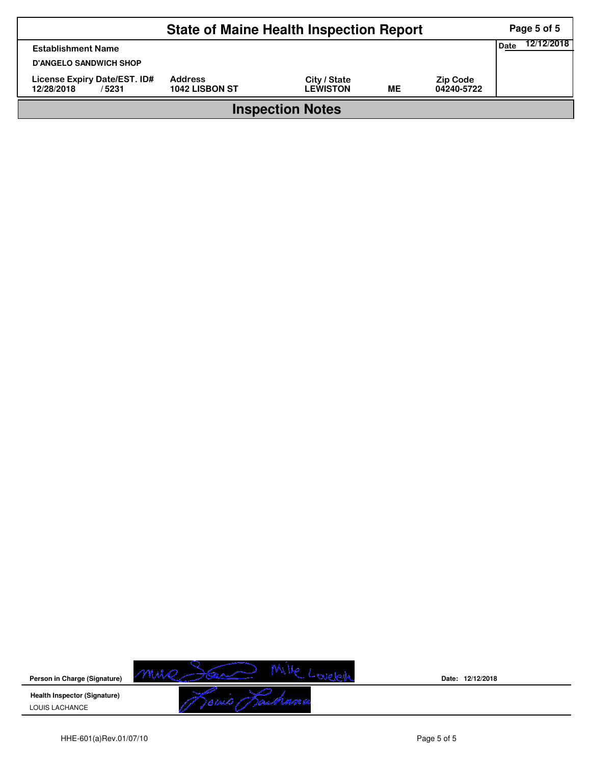# State of Maine Health Inspection Report

| Establishment Name | | | | | Date 12/12/2018 |
|---|---|---|---|---|---|
| D'ANGELO SANDWICH SHOP | | | | | |
| License Expiry Date/EST. ID# | Address | City / State | | Zip Code | |
| 12/28/2018 / 5231 | 1042 LISBON ST | LEWISTON | ME | 04240-5722 | |

## Inspection Notes

**Person in Charge (Signature)** Mike Lovejoy    Date: 12/12/2018

**Health Inspector (Signature)**
LOUIS LACHANCE

HHE-601(a)Rev.01/07/10